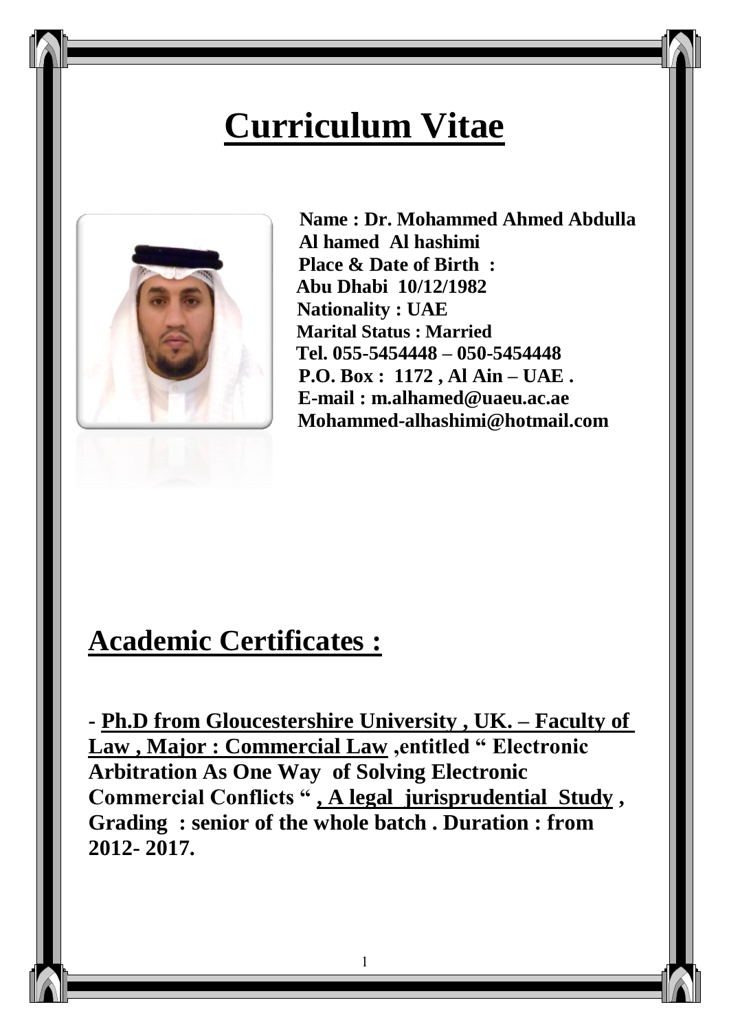# Curriculum Vitae

**Name : Dr. Mohammed Ahmed Abdulla Al hamed Al hashimi**
**Place & Date of Birth :**
**Abu Dhabi 10/12/1982**
**Nationality : UAE**
**Marital Status : Married**
**Tel. 055-5454448 – 050-5454448**
**P.O. Box : 1172 , Al Ain – UAE .**
**E-mail : m.alhamed@uaeu.ac.ae**
**Mohammed-alhashimi@hotmail.com**

## Academic Certificates :

**- <u>Ph.D from Gloucestershire University , UK. – Faculty of Law , Major : Commercial Law</u> ,entitled " Electronic Arbitration As One Way of Solving Electronic Commercial Conflicts " <u>, A legal jurisprudential Study</u> , Grading : senior of the whole batch . Duration : from 2012- 2017.**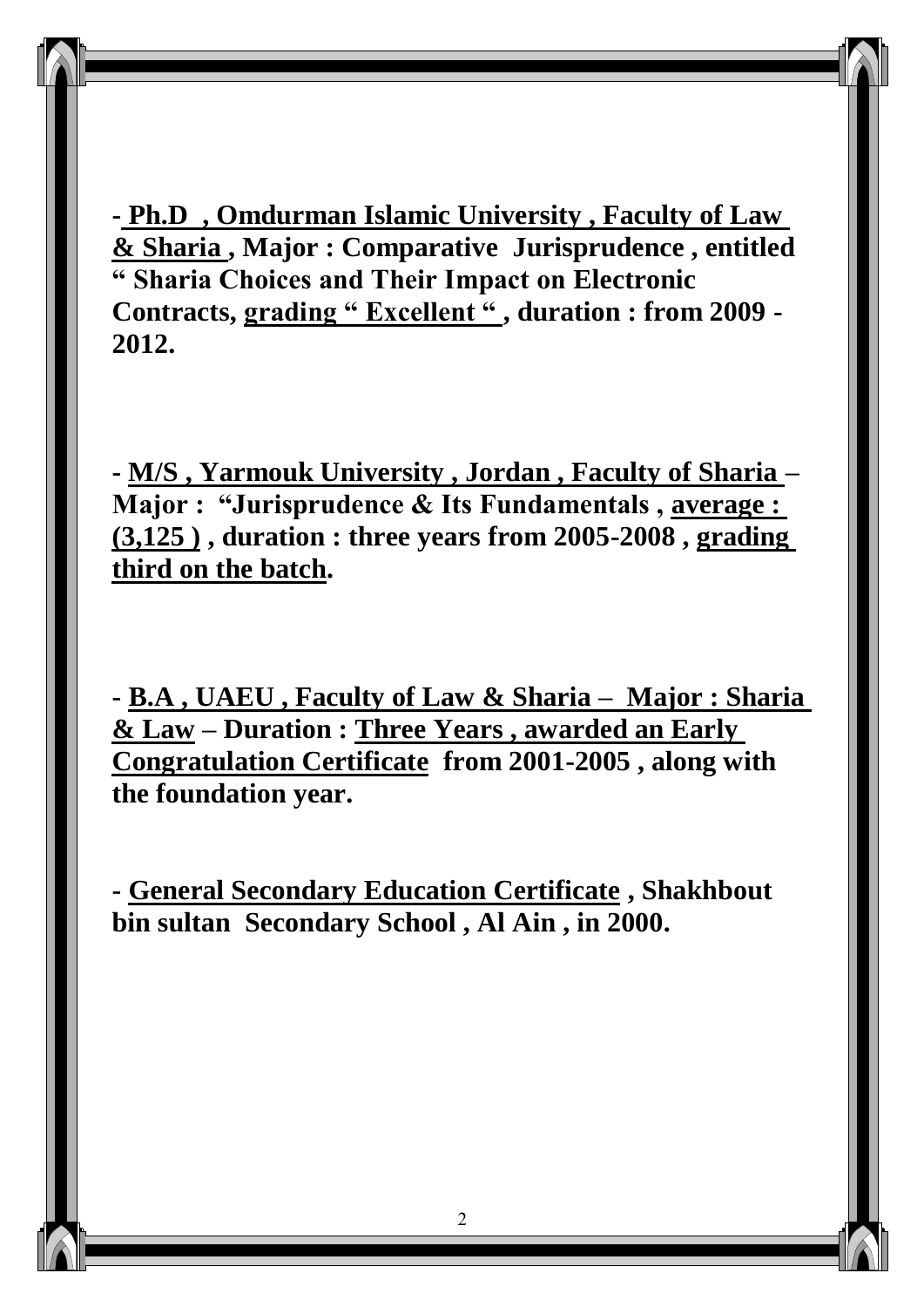**- Ph.D , Omdurman Islamic University , Faculty of Law & Sharia , Major : Comparative Jurisprudence , entitled " Sharia Choices and Their Impact on Electronic Contracts, grading " Excellent " , duration : from 2009 - 2012.**

**- M/S , Yarmouk University , Jordan , Faculty of Sharia – Major : "Jurisprudence & Its Fundamentals , average : (3,125 ) , duration : three years from 2005-2008 , grading third on the batch.**

**- B.A , UAEU , Faculty of Law & Sharia – Major : Sharia & Law – Duration : Three Years , awarded an Early Congratulation Certificate from 2001-2005 , along with the foundation year.**

**- General Secondary Education Certificate , Shakhbout bin sultan Secondary School , Al Ain , in 2000.**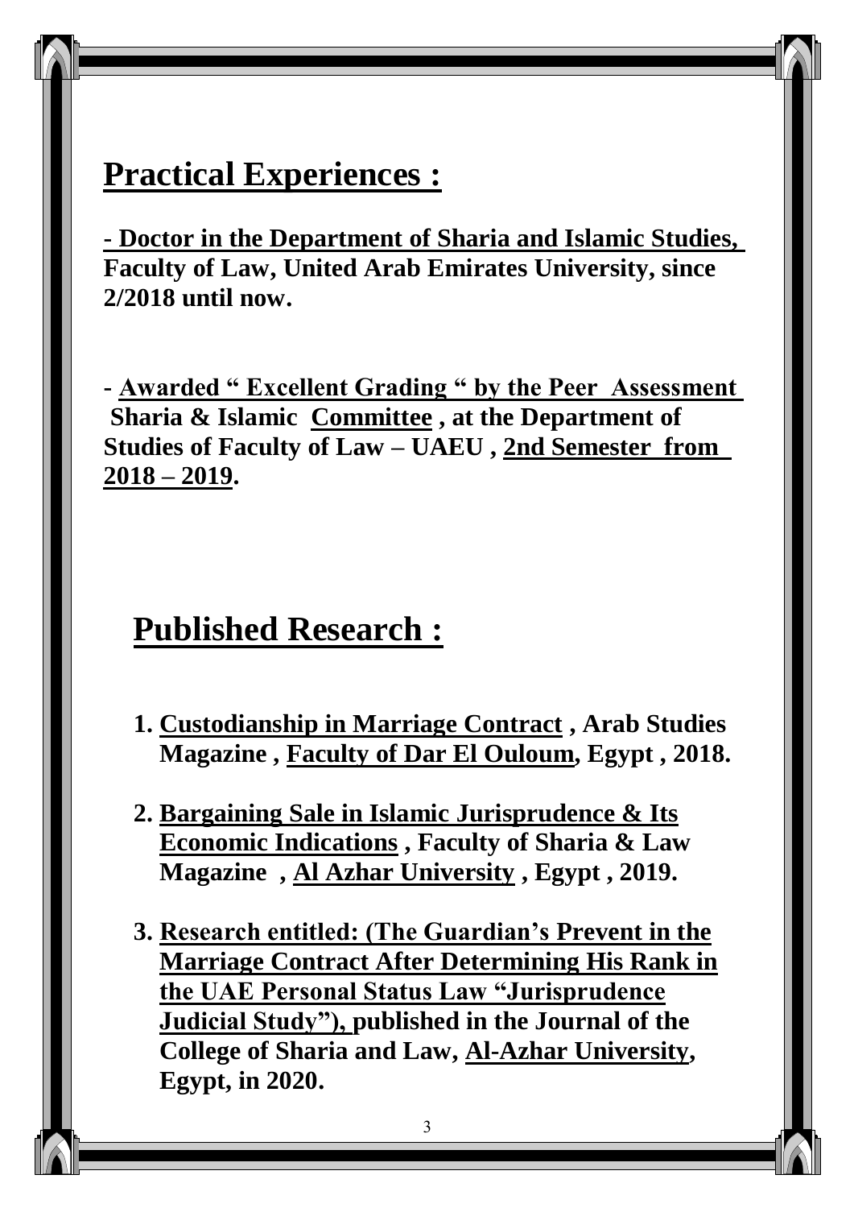## Practical Experiences :

**- Doctor in the Department of Sharia and Islamic Studies, Faculty of Law, United Arab Emirates University, since 2/2018 until now.**

**- Awarded " Excellent Grading " by the Peer Assessment Sharia & Islamic Committee , at the Department of Studies of Faculty of Law – UAEU , 2nd Semester from 2018 – 2019.**

## Published Research :

1. **Custodianship in Marriage Contract , Arab Studies Magazine , Faculty of Dar El Ouloum, Egypt , 2018.**
2. **Bargaining Sale in Islamic Jurisprudence & Its Economic Indications , Faculty of Sharia & Law Magazine , Al Azhar University , Egypt , 2019.**
3. **Research entitled: (The Guardian's Prevent in the Marriage Contract After Determining His Rank in the UAE Personal Status Law "Jurisprudence Judicial Study"), published in the Journal of the College of Sharia and Law, Al-Azhar University, Egypt, in 2020.**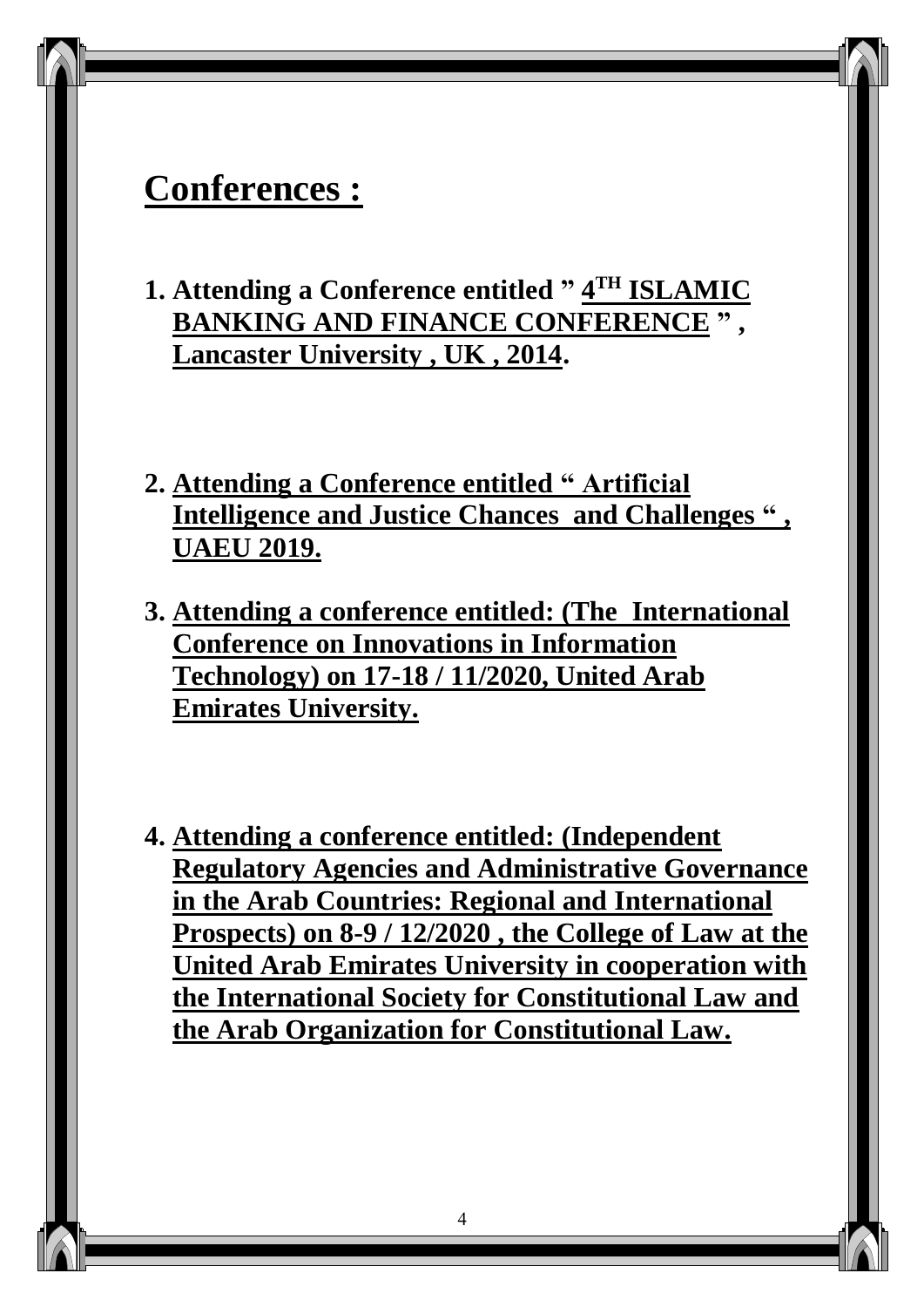# Conferences :

1. **Attending a Conference entitled " 4TH ISLAMIC BANKING AND FINANCE CONFERENCE " , Lancaster University , UK , 2014.**

2. **Attending a Conference entitled " Artificial Intelligence and Justice Chances and Challenges " , UAEU 2019.**

3. **Attending a conference entitled: (The International Conference on Innovations in Information Technology) on 17-18 / 11/2020, United Arab Emirates University.**

4. **Attending a conference entitled: (Independent Regulatory Agencies and Administrative Governance in the Arab Countries: Regional and International Prospects) on 8-9 / 12/2020 , the College of Law at the United Arab Emirates University in cooperation with the International Society for Constitutional Law and the Arab Organization for Constitutional Law.**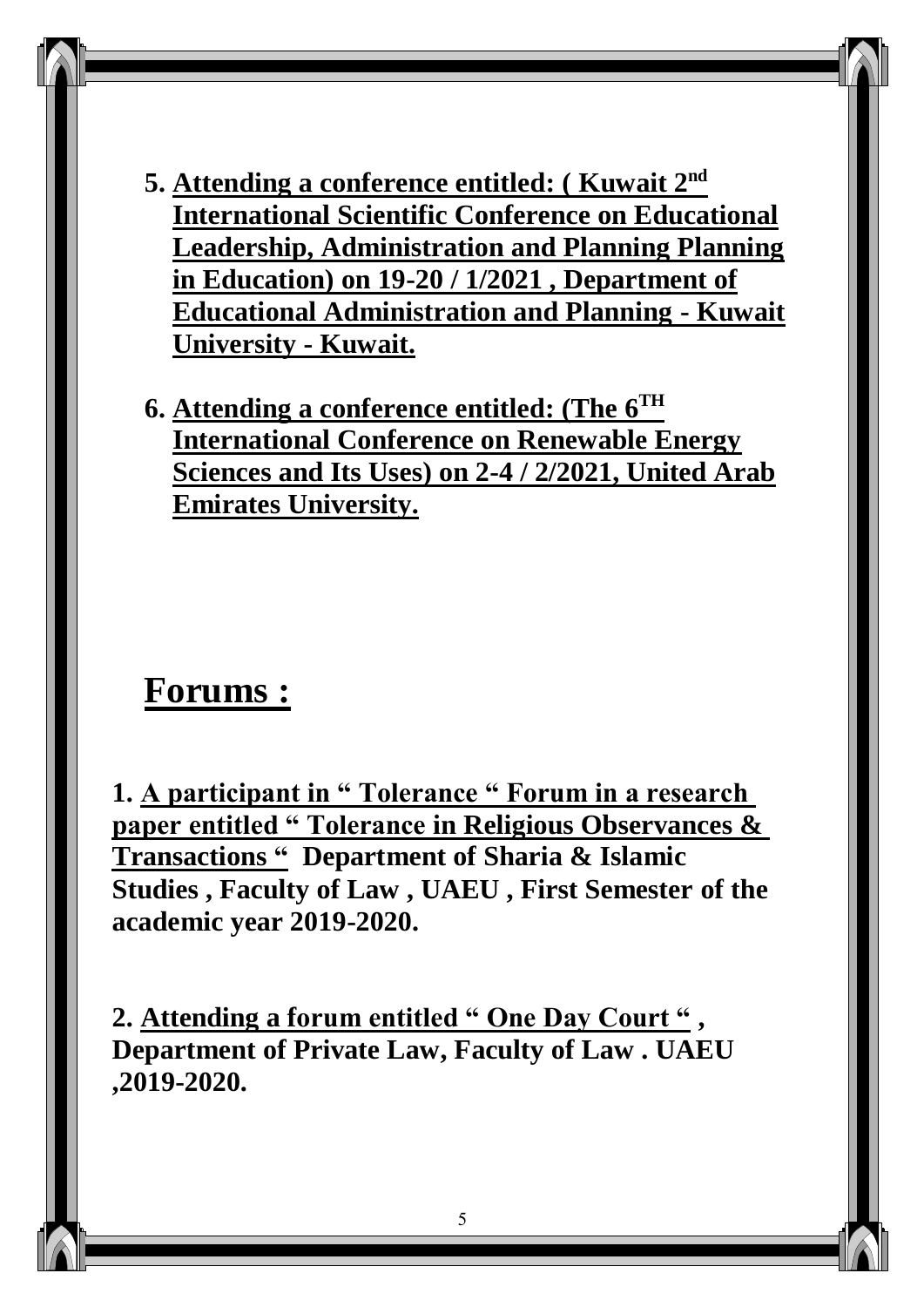5. **Attending a conference entitled: ( Kuwait 2nd International Scientific Conference on Educational Leadership, Administration and Planning Planning in Education) on 19-20 / 1/2021 , Department of Educational Administration and Planning - Kuwait University - Kuwait.**

6. **Attending a conference entitled: (The 6TH International Conference on Renewable Energy Sciences and Its Uses) on 2-4 / 2/2021, United Arab Emirates University.**

# Forums :

**1. A participant in " Tolerance " Forum in a research paper entitled " Tolerance in Religious Observances & Transactions " Department of Sharia & Islamic Studies , Faculty of Law , UAEU , First Semester of the academic year 2019-2020.**

**2. Attending a forum entitled " One Day Court " , Department of Private Law, Faculty of Law . UAEU ,2019-2020.**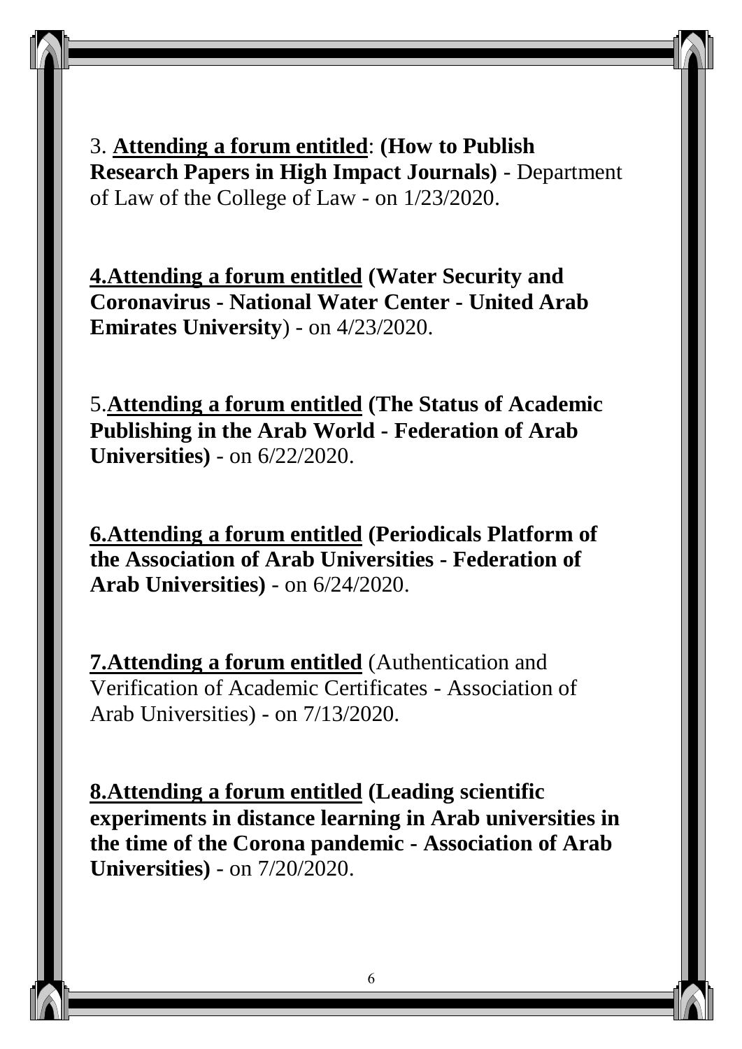3. **Attending a forum entitled**: **(How to Publish Research Papers in High Impact Journals)** - Department of Law of the College of Law - on 1/23/2020.

**4.Attending a forum entitled (Water Security and Coronavirus - National Water Center - United Arab Emirates University**) - on 4/23/2020.

5.**Attending a forum entitled (The Status of Academic Publishing in the Arab World - Federation of Arab Universities)** - on 6/22/2020.

**6.Attending a forum entitled (Periodicals Platform of the Association of Arab Universities - Federation of Arab Universities)** - on 6/24/2020.

**7.Attending a forum entitled** (Authentication and Verification of Academic Certificates - Association of Arab Universities) - on 7/13/2020.

**8.Attending a forum entitled (Leading scientific experiments in distance learning in Arab universities in the time of the Corona pandemic - Association of Arab Universities)** - on 7/20/2020.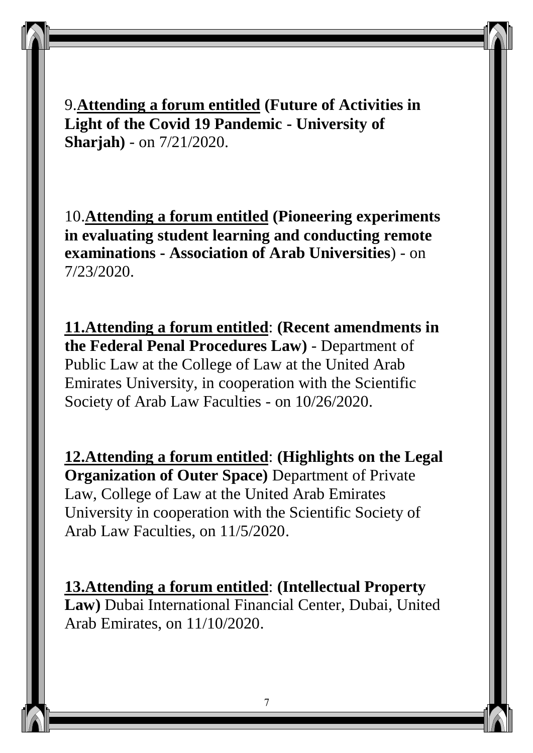9.**<u>Attending a forum entitled</u> (Future of Activities in Light of the Covid 19 Pandemic - University of Sharjah)** - on 7/21/2020.

10.**<u>Attending a forum entitled</u> (Pioneering experiments in evaluating student learning and conducting remote examinations - Association of Arab Universities**) - on 7/23/2020.

**<u>11.Attending a forum entitled</u>**: **(Recent amendments in the Federal Penal Procedures Law)** - Department of Public Law at the College of Law at the United Arab Emirates University, in cooperation with the Scientific Society of Arab Law Faculties - on 10/26/2020.

**<u>12.Attending a forum entitled</u>**: **(Highlights on the Legal Organization of Outer Space)** Department of Private Law, College of Law at the United Arab Emirates University in cooperation with the Scientific Society of Arab Law Faculties, on 11/5/2020.

**<u>13.Attending a forum entitled</u>**: **(Intellectual Property Law)** Dubai International Financial Center, Dubai, United Arab Emirates, on 11/10/2020.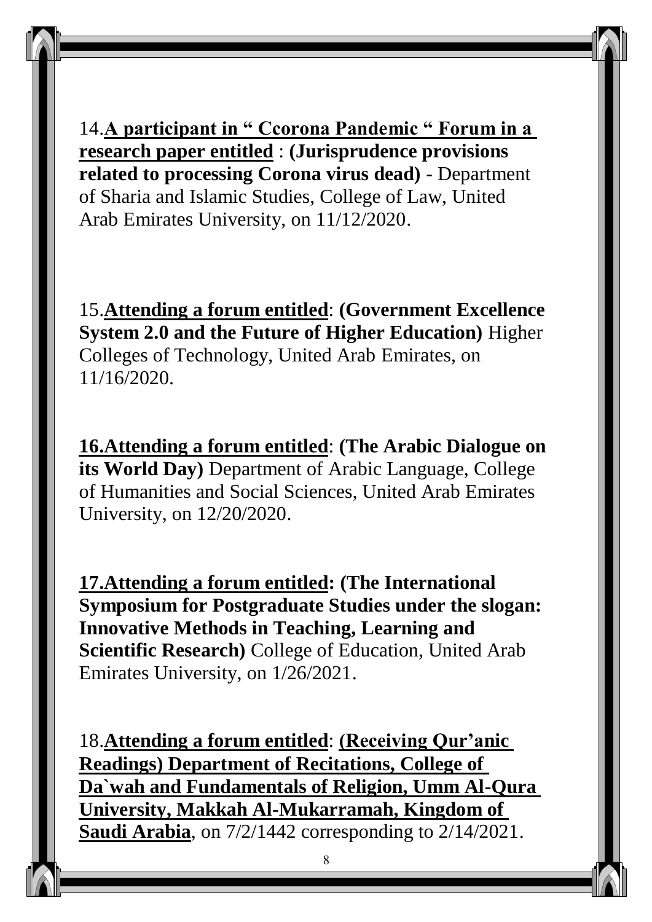14.**A participant in " Ccorona Pandemic " Forum in a research paper entitled** : **(Jurisprudence provisions related to processing Corona virus dead)** - Department of Sharia and Islamic Studies, College of Law, United Arab Emirates University, on 11/12/2020.

15.**Attending a forum entitled**: **(Government Excellence System 2.0 and the Future of Higher Education)** Higher Colleges of Technology, United Arab Emirates, on 11/16/2020.

**16.Attending a forum entitled**: **(The Arabic Dialogue on its World Day)** Department of Arabic Language, College of Humanities and Social Sciences, United Arab Emirates University, on 12/20/2020.

**17.Attending a forum entitled: (The International Symposium for Postgraduate Studies under the slogan: Innovative Methods in Teaching, Learning and Scientific Research)** College of Education, United Arab Emirates University, on 1/26/2021.

18.**Attending a forum entitled**: **(Receiving Qur'anic Readings) Department of Recitations, College of Da`wah and Fundamentals of Religion, Umm Al-Qura University, Makkah Al-Mukarramah, Kingdom of Saudi Arabia**, on 7/2/1442 corresponding to 2/14/2021.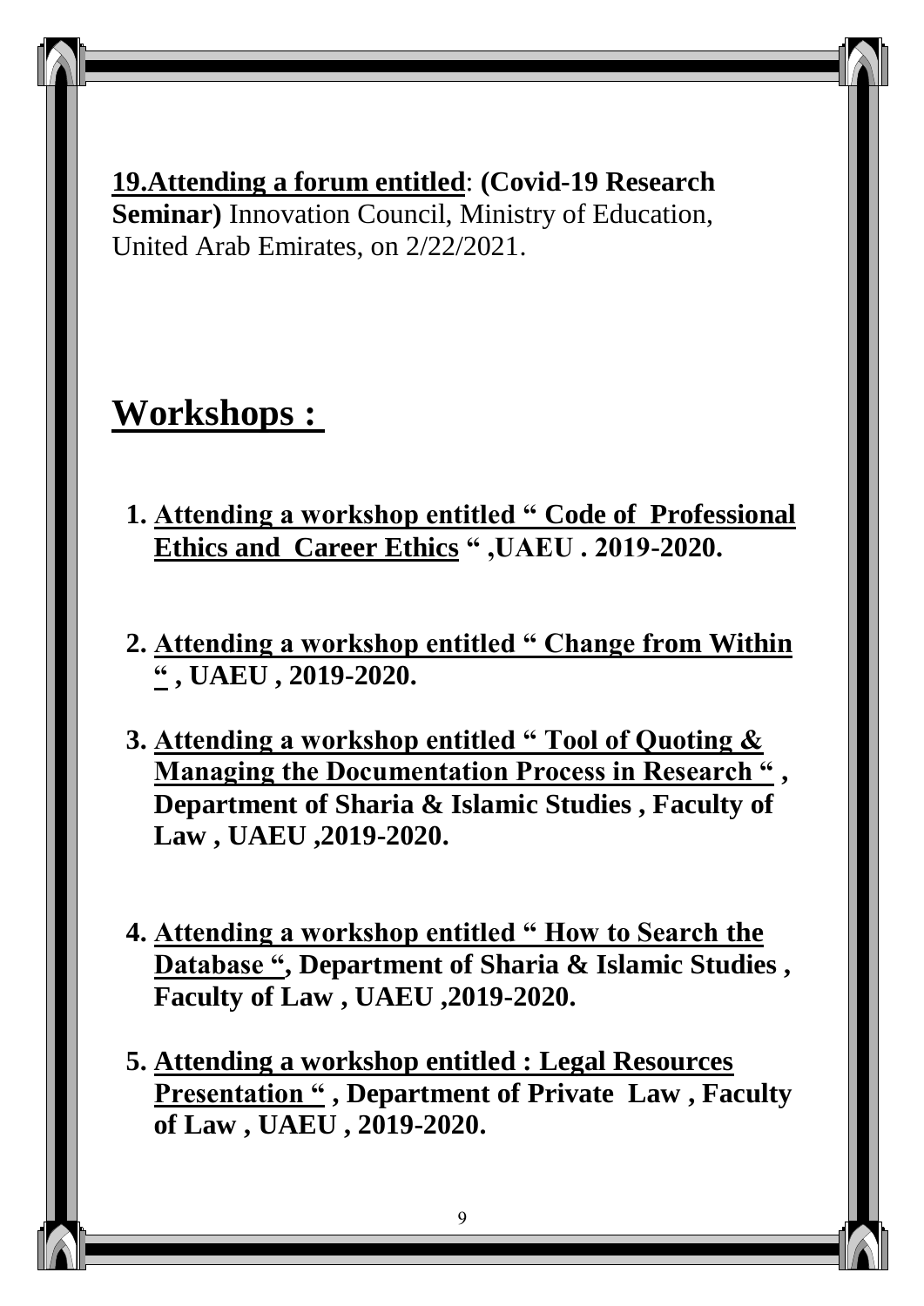**19.Attending a forum entitled**: **(Covid-19 Research Seminar)** Innovation Council, Ministry of Education, United Arab Emirates, on 2/22/2021.

## Workshops :

1. **Attending a workshop entitled " Code of Professional Ethics and Career Ethics " ,UAEU . 2019-2020.**

2. **Attending a workshop entitled " Change from Within " , UAEU , 2019-2020.**

3. **Attending a workshop entitled " Tool of Quoting & Managing the Documentation Process in Research " , Department of Sharia & Islamic Studies , Faculty of Law , UAEU ,2019-2020.**

4. **Attending a workshop entitled " How to Search the Database ", Department of Sharia & Islamic Studies , Faculty of Law , UAEU ,2019-2020.**

5. **Attending a workshop entitled : Legal Resources Presentation " , Department of Private Law , Faculty of Law , UAEU , 2019-2020.**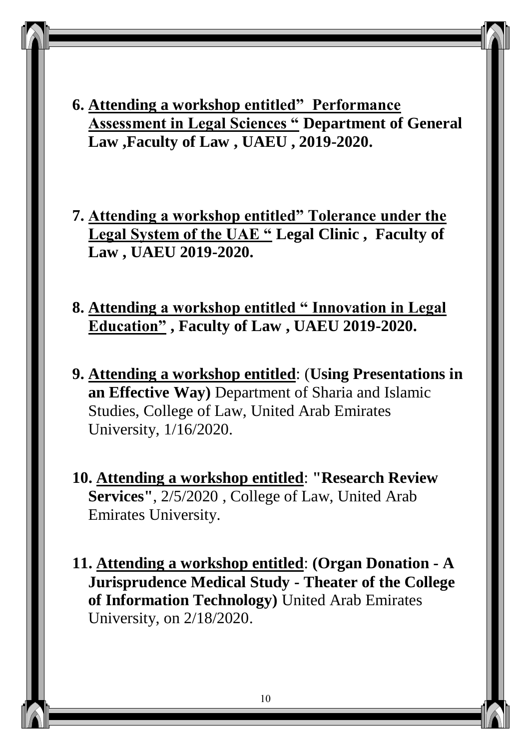6. **Attending a workshop entitled" Performance Assessment in Legal Sciences " Department of General Law ,Faculty of Law , UAEU , 2019-2020.**

7. **Attending a workshop entitled" Tolerance under the Legal System of the UAE " Legal Clinic , Faculty of Law , UAEU 2019-2020.**

8. **Attending a workshop entitled " Innovation in Legal Education" , Faculty of Law , UAEU 2019-2020.**

9. **Attending a workshop entitled**: (**Using Presentations in an Effective Way)** Department of Sharia and Islamic Studies, College of Law, United Arab Emirates University, 1/16/2020.

10. **Attending a workshop entitled**: **"Research Review Services"**, 2/5/2020 , College of Law, United Arab Emirates University.

11. **Attending a workshop entitled**: **(Organ Donation - A Jurisprudence Medical Study - Theater of the College of Information Technology)** United Arab Emirates University, on 2/18/2020.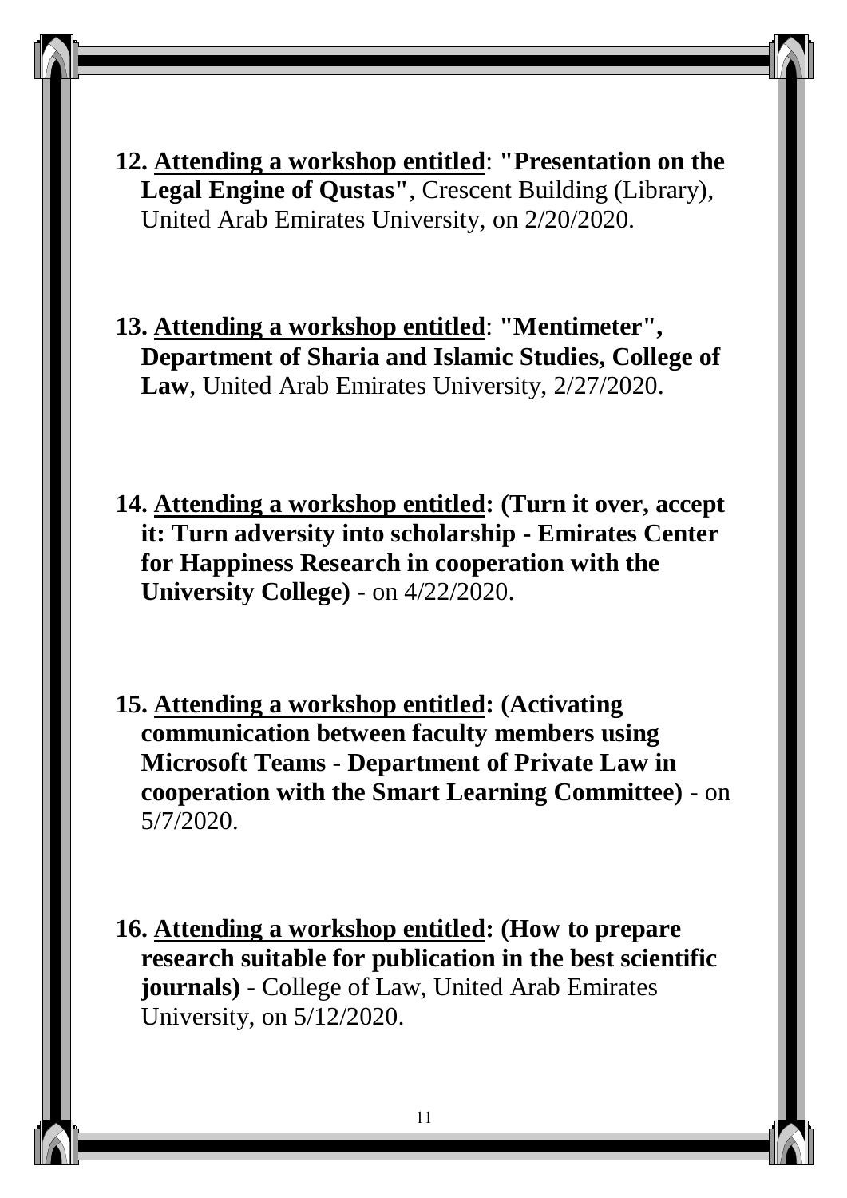12. <u>**Attending a workshop entitled**</u>: **"Presentation on the Legal Engine of Qustas"**, Crescent Building (Library), United Arab Emirates University, on 2/20/2020.

13. <u>**Attending a workshop entitled**</u>: **"Mentimeter", Department of Sharia and Islamic Studies, College of Law**, United Arab Emirates University, 2/27/2020.

14. <u>**Attending a workshop entitled**</u>**: (Turn it over, accept it: Turn adversity into scholarship - Emirates Center for Happiness Research in cooperation with the University College)** - on 4/22/2020.

15. <u>**Attending a workshop entitled**</u>**: (Activating communication between faculty members using Microsoft Teams - Department of Private Law in cooperation with the Smart Learning Committee)** - on 5/7/2020.

16. <u>**Attending a workshop entitled**</u>**: (How to prepare research suitable for publication in the best scientific journals)** - College of Law, United Arab Emirates University, on 5/12/2020.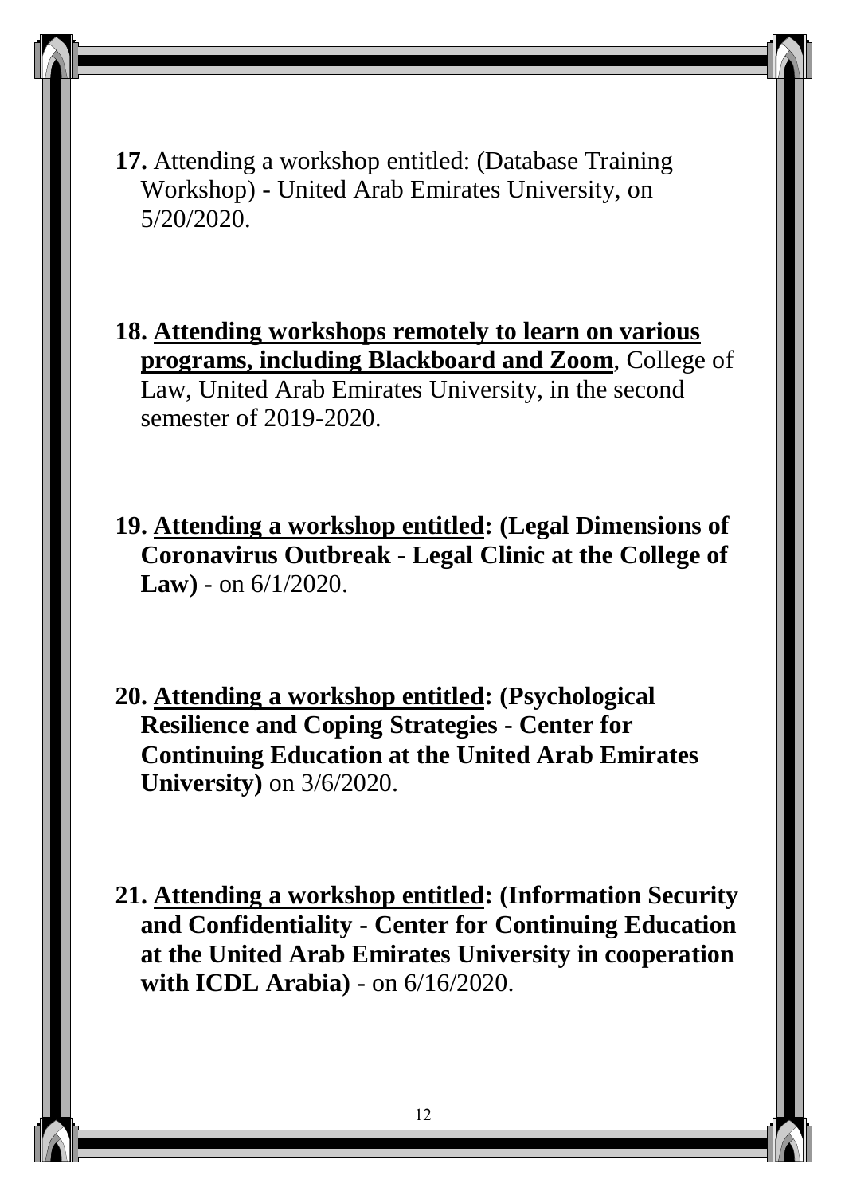**17.** Attending a workshop entitled: (Database Training Workshop) - United Arab Emirates University, on 5/20/2020.

**18. Attending workshops remotely to learn on various programs, including Blackboard and Zoom**, College of Law, United Arab Emirates University, in the second semester of 2019-2020.

**19. Attending a workshop entitled: (Legal Dimensions of Coronavirus Outbreak - Legal Clinic at the College of Law)** - on 6/1/2020.

**20. Attending a workshop entitled: (Psychological Resilience and Coping Strategies - Center for Continuing Education at the United Arab Emirates University)** on 3/6/2020.

**21. Attending a workshop entitled: (Information Security and Confidentiality - Center for Continuing Education at the United Arab Emirates University in cooperation with ICDL Arabia)** - on 6/16/2020.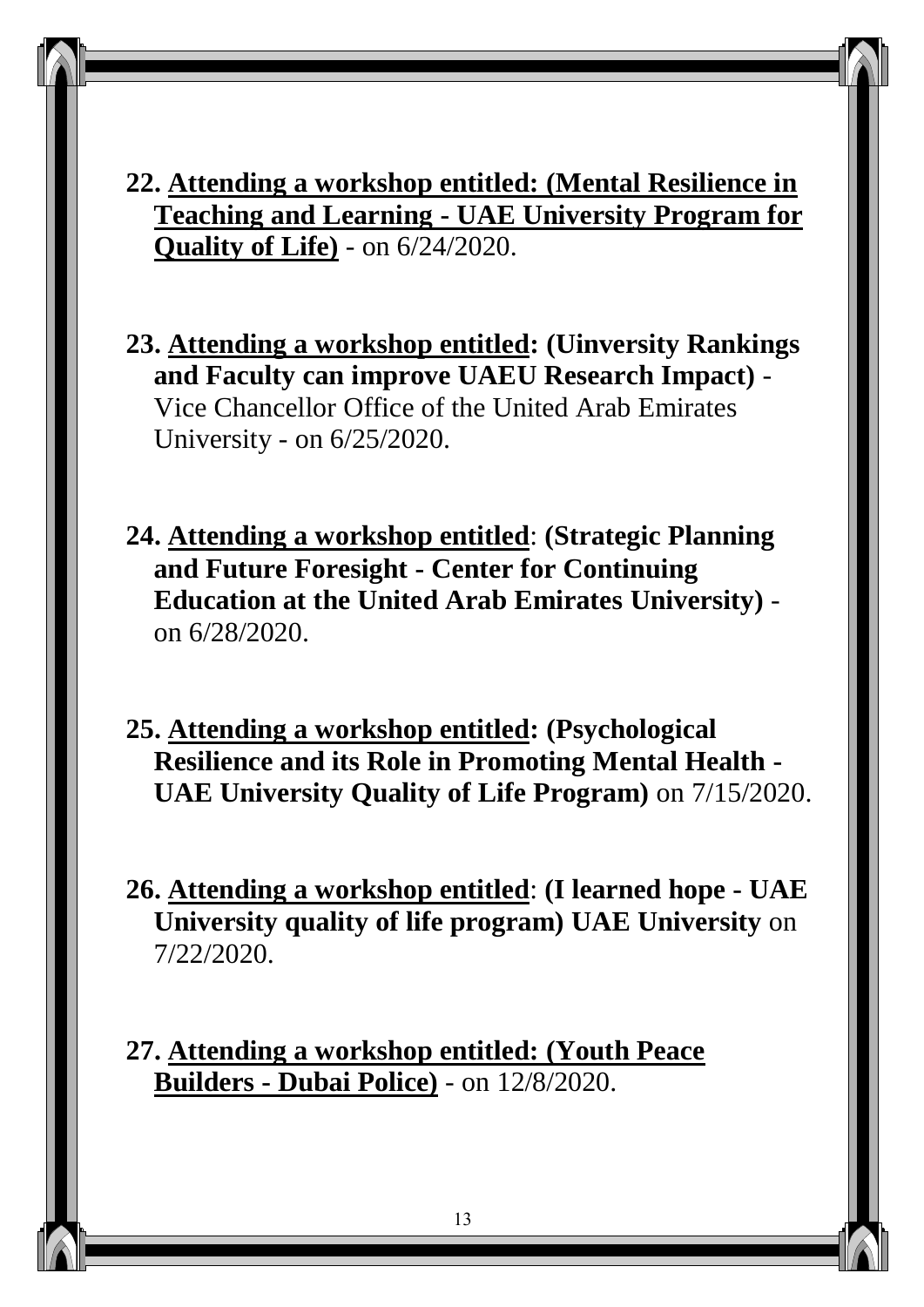22. **Attending a workshop entitled: (Mental Resilience in Teaching and Learning - UAE University Program for Quality of Life)** - on 6/24/2020.

23. **Attending a workshop entitled: (Uinversity Rankings and Faculty can improve UAEU Research Impact)** - Vice Chancellor Office of the United Arab Emirates University - on 6/25/2020.

24. **Attending a workshop entitled**: **(Strategic Planning and Future Foresight - Center for Continuing Education at the United Arab Emirates University)** - on 6/28/2020.

25. **Attending a workshop entitled: (Psychological Resilience and its Role in Promoting Mental Health - UAE University Quality of Life Program)** on 7/15/2020.

26. **Attending a workshop entitled**: **(I learned hope - UAE University quality of life program) UAE University** on 7/22/2020.

27. **Attending a workshop entitled: (Youth Peace Builders - Dubai Police)** - on 12/8/2020.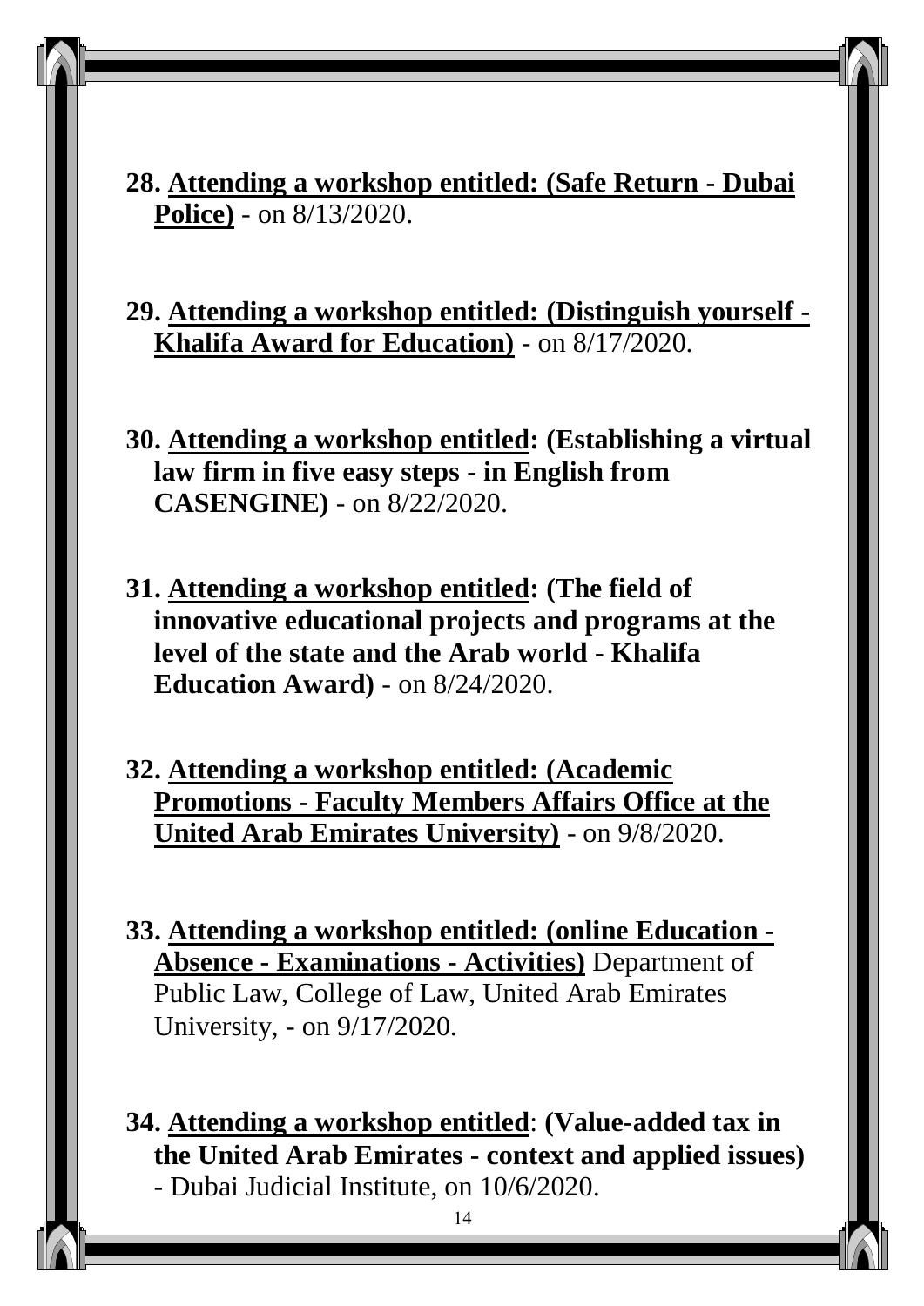28. **Attending a workshop entitled: (Safe Return - Dubai Police)** - on 8/13/2020.

29. **Attending a workshop entitled: (Distinguish yourself - Khalifa Award for Education)** - on 8/17/2020.

30. **Attending a workshop entitled: (Establishing a virtual law firm in five easy steps - in English from CASENGINE)** - on 8/22/2020.

31. **Attending a workshop entitled: (The field of innovative educational projects and programs at the level of the state and the Arab world - Khalifa Education Award)** - on 8/24/2020.

32. **Attending a workshop entitled: (Academic Promotions - Faculty Members Affairs Office at the United Arab Emirates University)** - on 9/8/2020.

33. **Attending a workshop entitled: (online Education - Absence - Examinations - Activities)** Department of Public Law, College of Law, United Arab Emirates University, - on 9/17/2020.

34. **Attending a workshop entitled**: **(Value-added tax in the United Arab Emirates - context and applied issues)** - Dubai Judicial Institute, on 10/6/2020.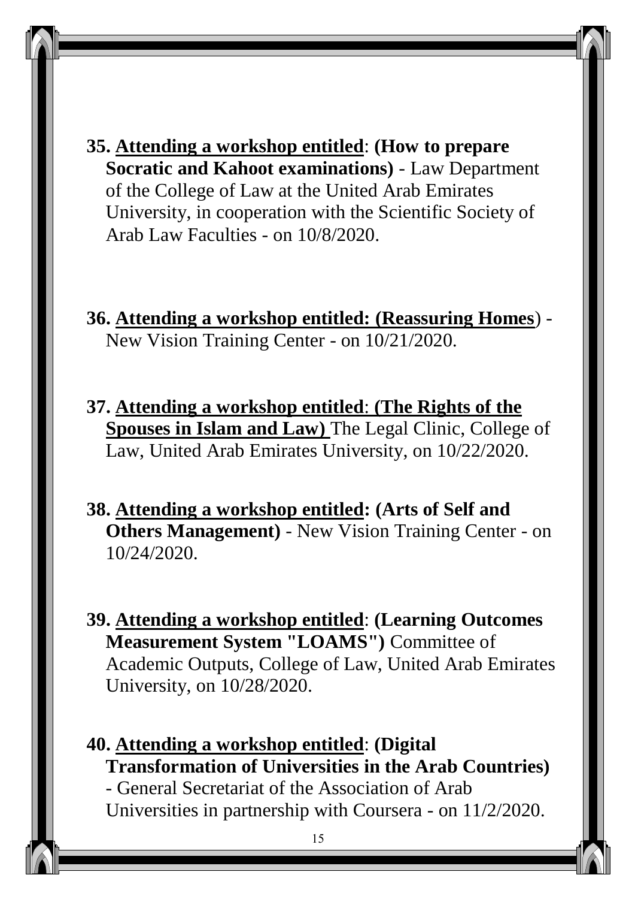35. **Attending a workshop entitled**: **(How to prepare Socratic and Kahoot examinations)** - Law Department of the College of Law at the United Arab Emirates University, in cooperation with the Scientific Society of Arab Law Faculties - on 10/8/2020.

36. **Attending a workshop entitled: (Reassuring Homes**) - New Vision Training Center - on 10/21/2020.

37. **Attending a workshop entitled**: **(The Rights of the Spouses in Islam and Law)** The Legal Clinic, College of Law, United Arab Emirates University, on 10/22/2020.

38. **Attending a workshop entitled: (Arts of Self and Others Management)** - New Vision Training Center - on 10/24/2020.

39. **Attending a workshop entitled**: **(Learning Outcomes Measurement System "LOAMS")** Committee of Academic Outputs, College of Law, United Arab Emirates University, on 10/28/2020.

40. **Attending a workshop entitled**: **(Digital Transformation of Universities in the Arab Countries)** - General Secretariat of the Association of Arab Universities in partnership with Coursera - on 11/2/2020.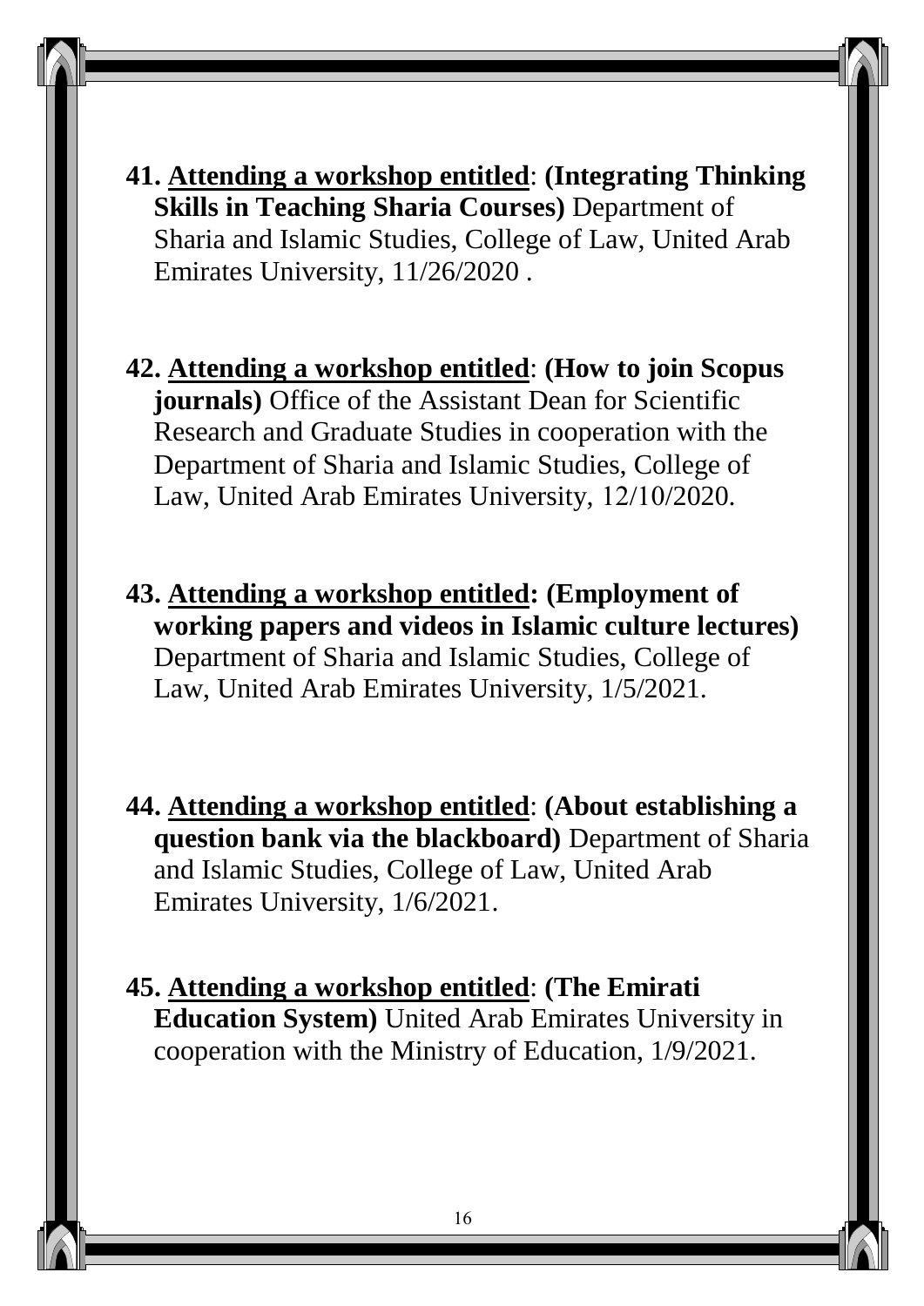41. <u>Attending a workshop entitled</u>: **(Integrating Thinking Skills in Teaching Sharia Courses)** Department of Sharia and Islamic Studies, College of Law, United Arab Emirates University, 11/26/2020 .

42. <u>Attending a workshop entitled</u>: **(How to join Scopus journals)** Office of the Assistant Dean for Scientific Research and Graduate Studies in cooperation with the Department of Sharia and Islamic Studies, College of Law, United Arab Emirates University, 12/10/2020.

43. <u>Attending a workshop entitled</u>**: (Employment of working papers and videos in Islamic culture lectures)** Department of Sharia and Islamic Studies, College of Law, United Arab Emirates University, 1/5/2021.

44. <u>Attending a workshop entitled</u>: **(About establishing a question bank via the blackboard)** Department of Sharia and Islamic Studies, College of Law, United Arab Emirates University, 1/6/2021.

45. <u>Attending a workshop entitled</u>: **(The Emirati Education System)** United Arab Emirates University in cooperation with the Ministry of Education, 1/9/2021.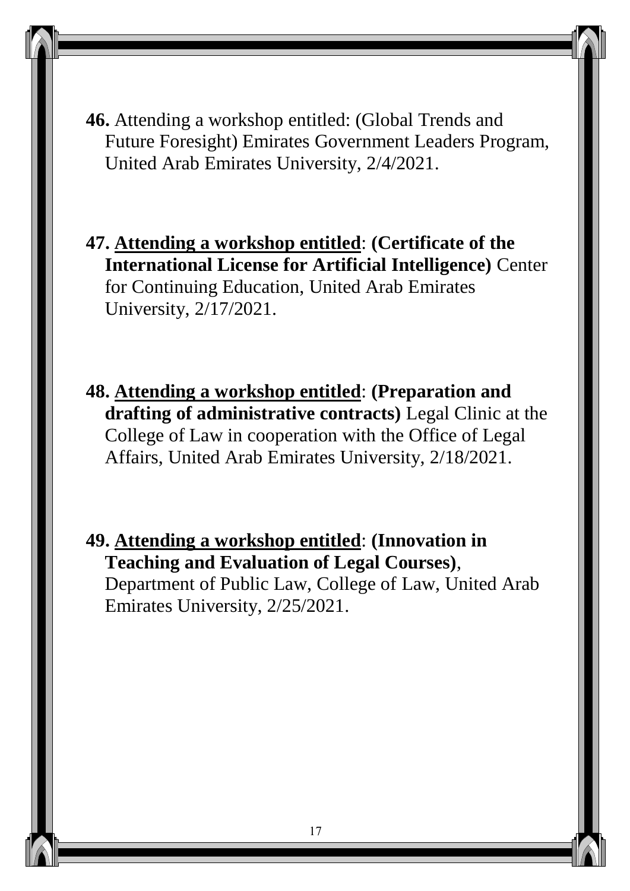**46.** Attending a workshop entitled: (Global Trends and Future Foresight) Emirates Government Leaders Program, United Arab Emirates University, 2/4/2021.

**47.** **Attending a workshop entitled**: **(Certificate of the International License for Artificial Intelligence)** Center for Continuing Education, United Arab Emirates University, 2/17/2021.

**48.** **Attending a workshop entitled**: **(Preparation and drafting of administrative contracts)** Legal Clinic at the College of Law in cooperation with the Office of Legal Affairs, United Arab Emirates University, 2/18/2021.

**49.** **Attending a workshop entitled**: **(Innovation in Teaching and Evaluation of Legal Courses)**, Department of Public Law, College of Law, United Arab Emirates University, 2/25/2021.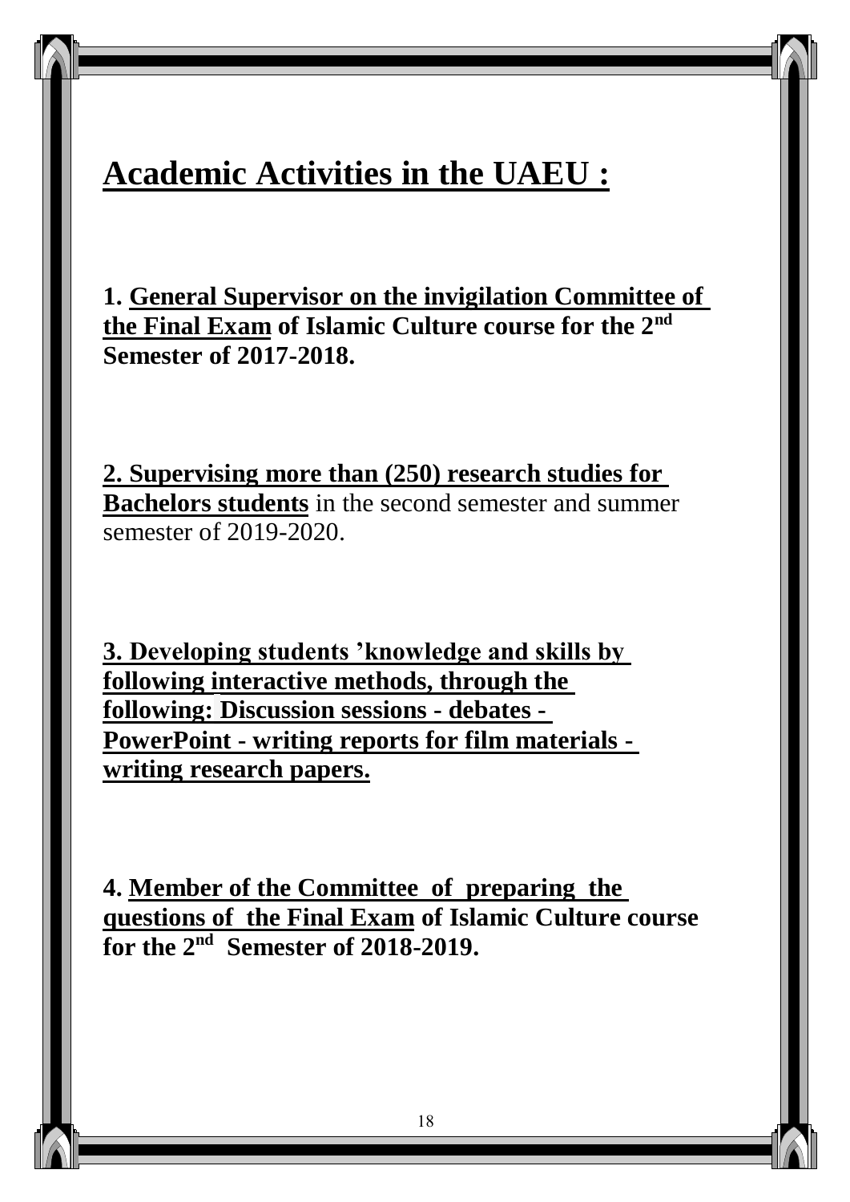# Academic Activities in the UAEU :

**1. General Supervisor on the invigilation Committee of the Final Exam of Islamic Culture course for the 2nd Semester of 2017-2018.**

**2. Supervising more than (250) research studies for Bachelors students** in the second semester and summer semester of 2019-2020.

**3. Developing students ’knowledge and skills by following interactive methods, through the following: Discussion sessions - debates - PowerPoint - writing reports for film materials - writing research papers.**

**4. Member of the Committee of preparing the questions of the Final Exam of Islamic Culture course for the 2nd Semester of 2018-2019.**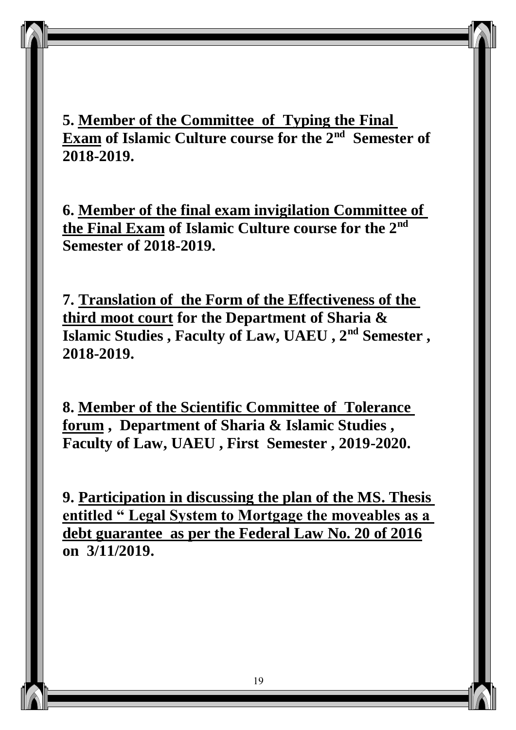**5. <u>Member of the Committee of Typing the Final Exam</u> of Islamic Culture course for the 2nd Semester of 2018-2019.**

**6. <u>Member of the final exam invigilation Committee of the Final Exam</u> of Islamic Culture course for the 2nd Semester of 2018-2019.**

**7. <u>Translation of the Form of the Effectiveness of the third moot court</u> for the Department of Sharia & Islamic Studies , Faculty of Law, UAEU , 2nd Semester , 2018-2019.**

**8. <u>Member of the Scientific Committee of Tolerance forum</u> , Department of Sharia & Islamic Studies , Faculty of Law, UAEU , First Semester , 2019-2020.**

**9. <u>Participation in discussing the plan of the MS. Thesis entitled " Legal System to Mortgage the moveables as a debt guarantee as per the Federal Law No. 20 of 2016</u> on 3/11/2019.**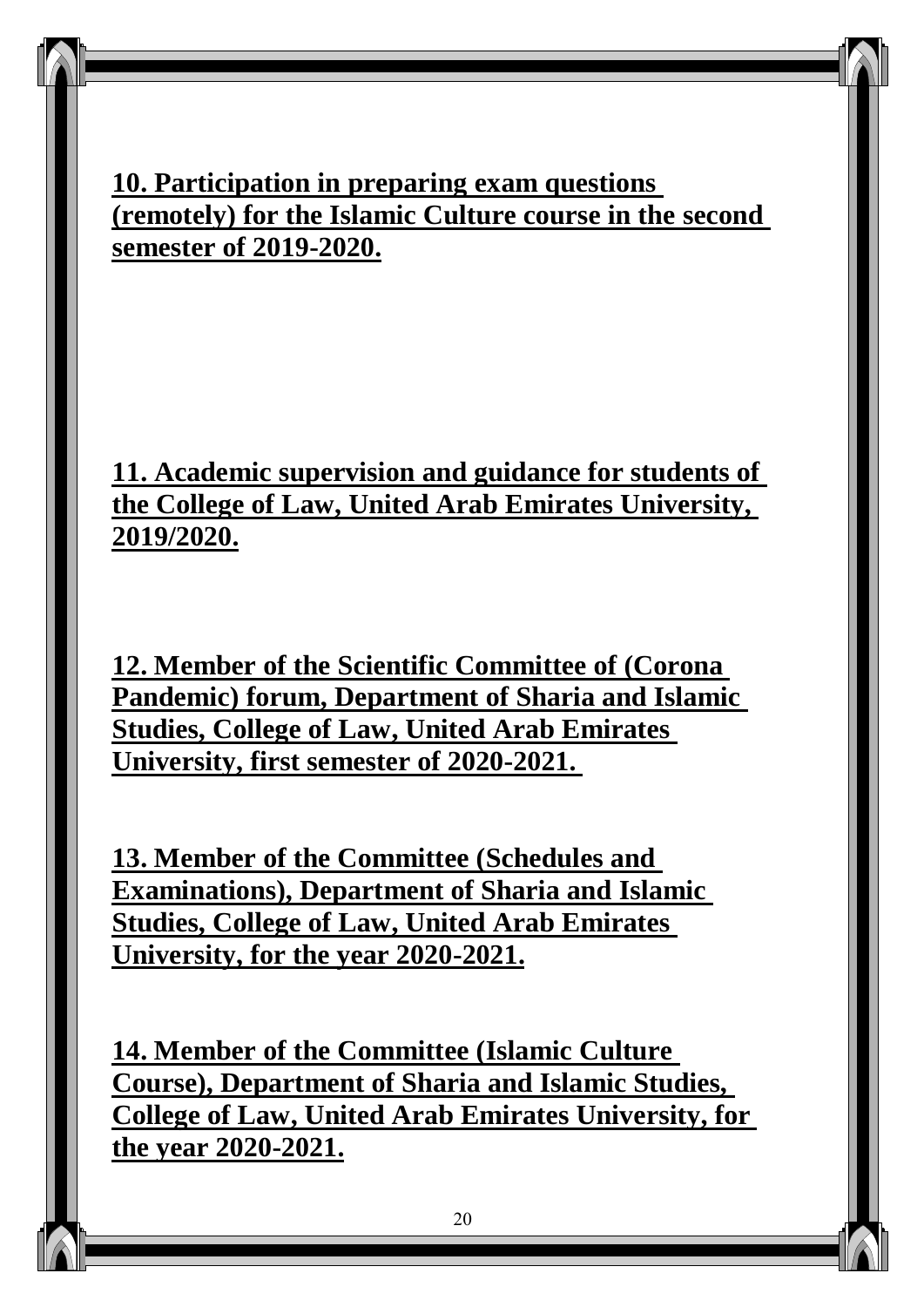**10. Participation in preparing exam questions (remotely) for the Islamic Culture course in the second semester of 2019-2020.**

**11. Academic supervision and guidance for students of the College of Law, United Arab Emirates University, 2019/2020.**

**12. Member of the Scientific Committee of (Corona Pandemic) forum, Department of Sharia and Islamic Studies, College of Law, United Arab Emirates University, first semester of 2020-2021.**

**13. Member of the Committee (Schedules and Examinations), Department of Sharia and Islamic Studies, College of Law, United Arab Emirates University, for the year 2020-2021.**

**14. Member of the Committee (Islamic Culture Course), Department of Sharia and Islamic Studies, College of Law, United Arab Emirates University, for the year 2020-2021.**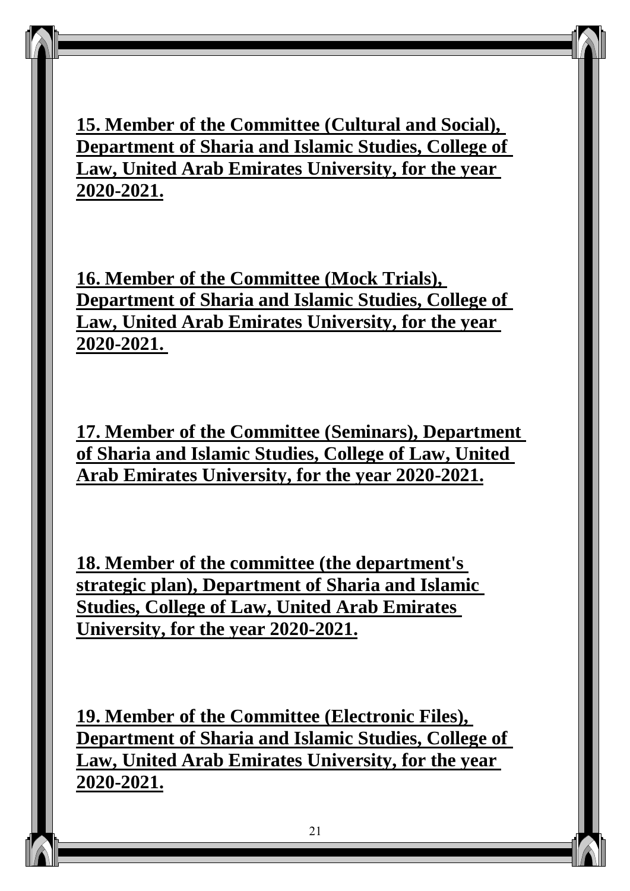**15. Member of the Committee (Cultural and Social), Department of Sharia and Islamic Studies, College of Law, United Arab Emirates University, for the year 2020-2021.**

**16. Member of the Committee (Mock Trials), Department of Sharia and Islamic Studies, College of Law, United Arab Emirates University, for the year 2020-2021.**

**17. Member of the Committee (Seminars), Department of Sharia and Islamic Studies, College of Law, United Arab Emirates University, for the year 2020-2021.**

**18. Member of the committee (the department's strategic plan), Department of Sharia and Islamic Studies, College of Law, United Arab Emirates University, for the year 2020-2021.**

**19. Member of the Committee (Electronic Files), Department of Sharia and Islamic Studies, College of Law, United Arab Emirates University, for the year 2020-2021.**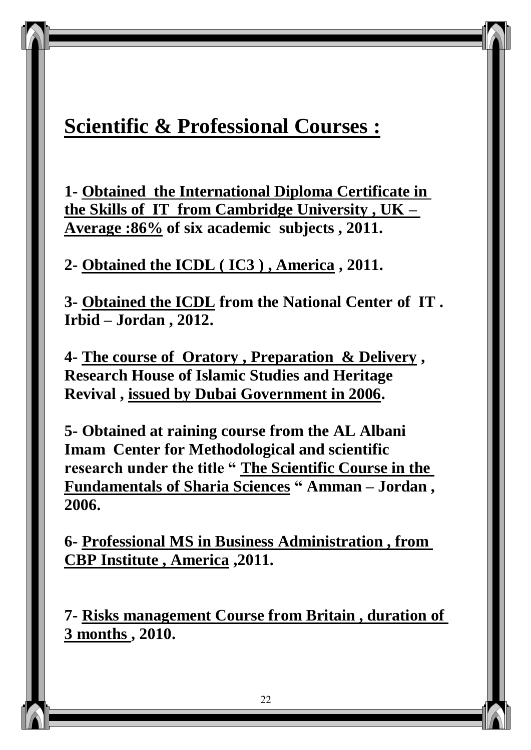## Scientific & Professional Courses :

1- Obtained the International Diploma Certificate in the Skills of IT from Cambridge University , UK – Average :86% of six academic subjects , 2011.

2- Obtained the ICDL ( IC3 ) , America , 2011.

3- Obtained the ICDL from the National Center of IT . Irbid – Jordan , 2012.

4- The course of Oratory , Preparation & Delivery , Research House of Islamic Studies and Heritage Revival , issued by Dubai Government in 2006.

5- Obtained at raining course from the AL Albani Imam Center for Methodological and scientific research under the title " The Scientific Course in the Fundamentals of Sharia Sciences " Amman – Jordan , 2006.

6- Professional MS in Business Administration , from CBP Institute , America ,2011.

7- Risks management Course from Britain , duration of 3 months , 2010.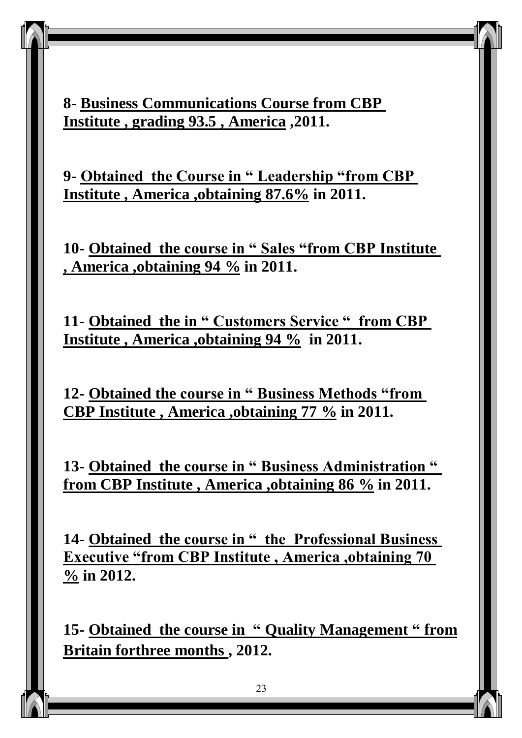**8- Business Communications Course from CBP Institute , grading 93.5 , America ,2011.**

**9- Obtained the Course in " Leadership "from CBP Institute , America ,obtaining 87.6% in 2011.**

**10- Obtained the course in " Sales "from CBP Institute , America ,obtaining 94 % in 2011.**

**11- Obtained the in " Customers Service " from CBP Institute , America ,obtaining 94 % in 2011.**

**12- Obtained the course in " Business Methods "from CBP Institute , America ,obtaining 77 % in 2011.**

**13- Obtained the course in " Business Administration " from CBP Institute , America ,obtaining 86 % in 2011.**

**14- Obtained the course in " the Professional Business Executive "from CBP Institute , America ,obtaining 70 % in 2012.**

**15- Obtained the course in " Quality Management " from Britain forthree months , 2012.**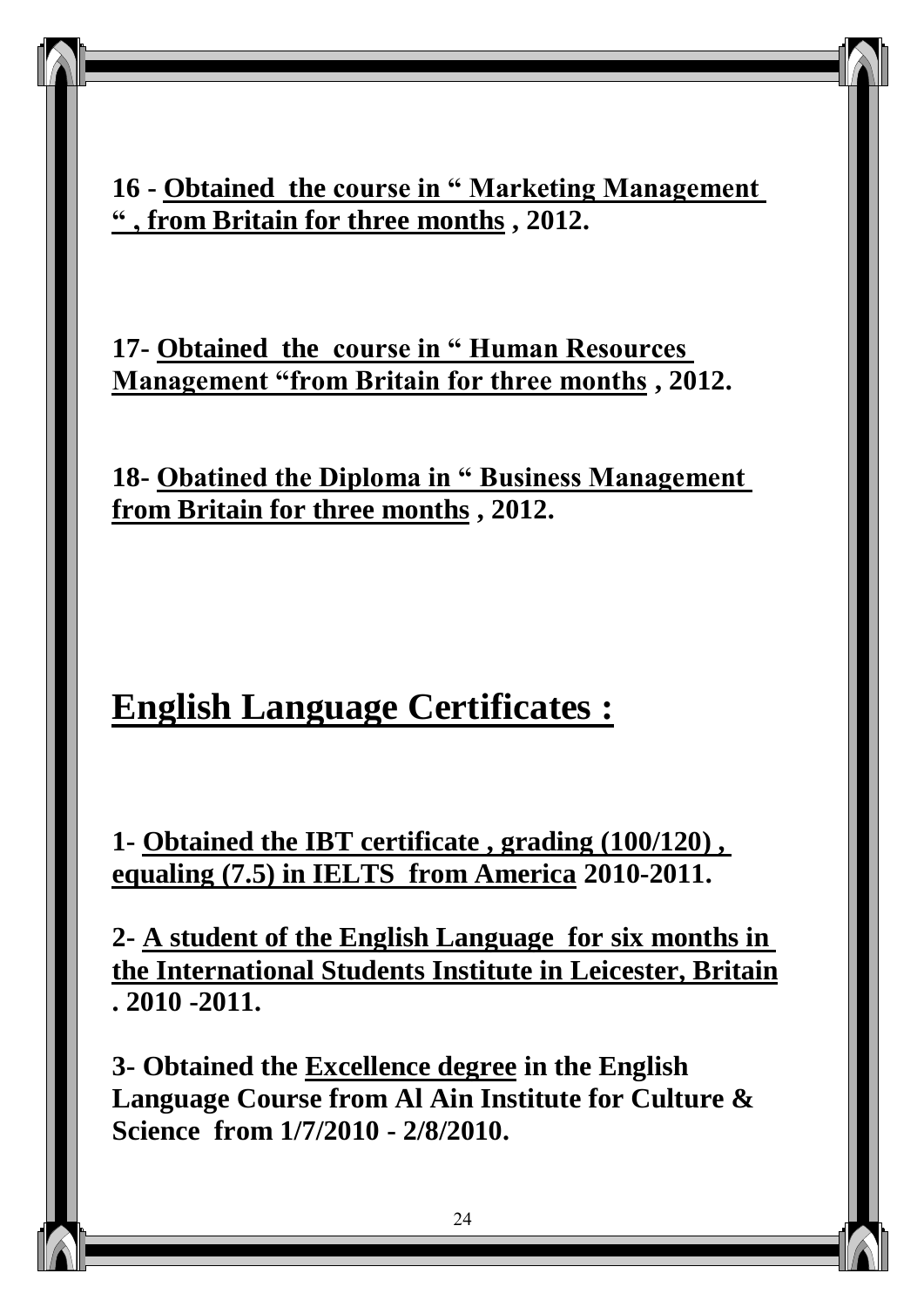**16 - Obtained the course in " Marketing Management " , from Britain for three months , 2012.**

**17- Obtained the course in " Human Resources Management "from Britain for three months , 2012.**

**18- Obatined the Diploma in " Business Management from Britain for three months , 2012.**

# English Language Certificates :

**1- Obtained the IBT certificate , grading (100/120) , equaling (7.5) in IELTS from America 2010-2011.**

**2- A student of the English Language for six months in the International Students Institute in Leicester, Britain . 2010 -2011.**

**3- Obtained the Excellence degree in the English Language Course from Al Ain Institute for Culture & Science from 1/7/2010 - 2/8/2010.**